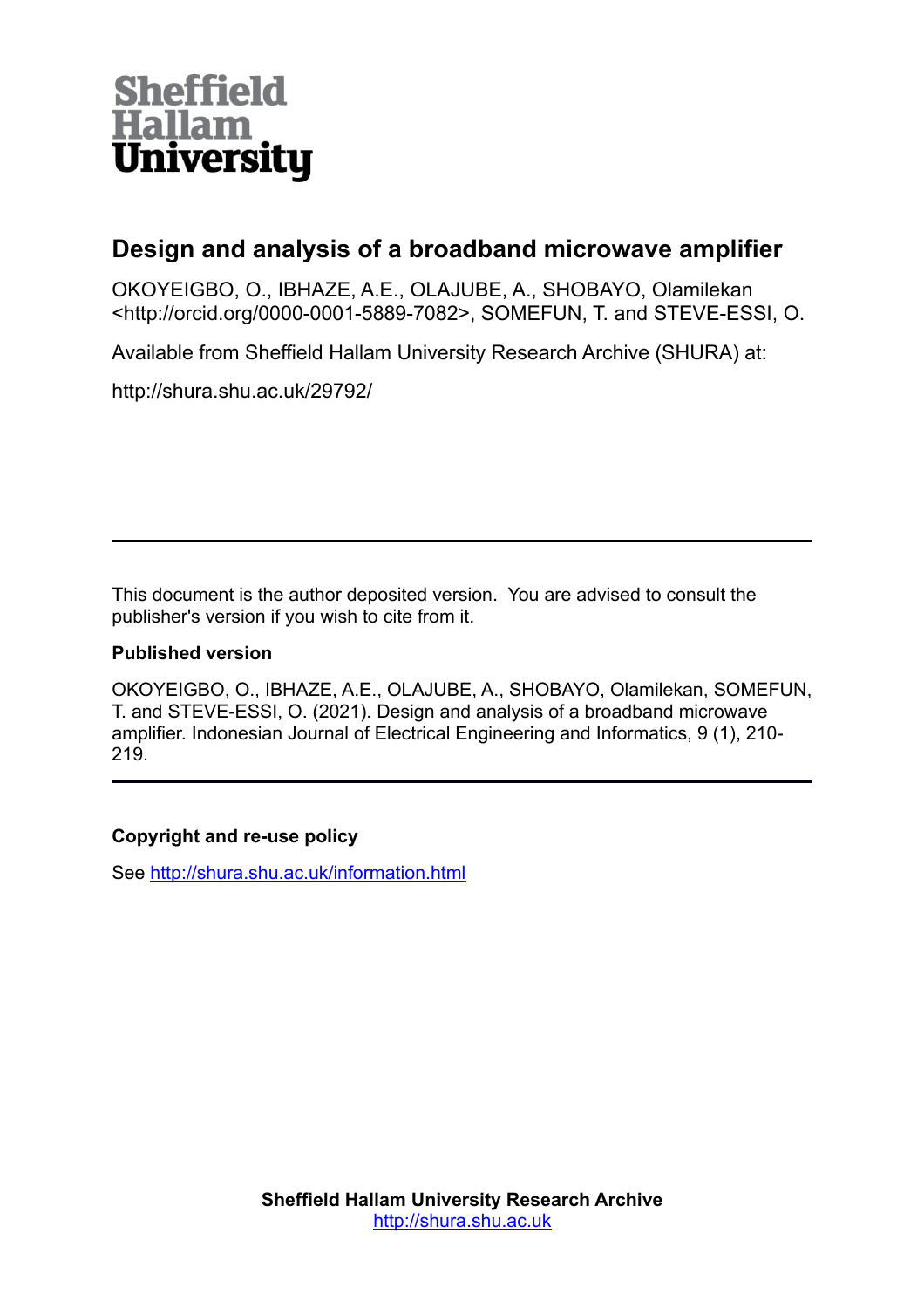Sheffield Hallam University

# Design and analysis of a broadband microwave amplifier

OKOYEIGBO, O., IBHAZE, A.E., OLAJUBE, A., SHOBAYO, Olamilekan <http://orcid.org/0000-0001-5889-7082>, SOMEFUN, T. and STEVE-ESSI, O.

Available from Sheffield Hallam University Research Archive (SHURA) at:

http://shura.shu.ac.uk/29792/

---

This document is the author deposited version. You are advised to consult the publisher's version if you wish to cite from it.

**Published version**

OKOYEIGBO, O., IBHAZE, A.E., OLAJUBE, A., SHOBAYO, Olamilekan, SOMEFUN, T. and STEVE-ESSI, O. (2021). Design and analysis of a broadband microwave amplifier. Indonesian Journal of Electrical Engineering and Informatics, 9 (1), 210-219.

---

**Copyright and re-use policy**

See http://shura.shu.ac.uk/information.html

**Sheffield Hallam University Research Archive**
http://shura.shu.ac.uk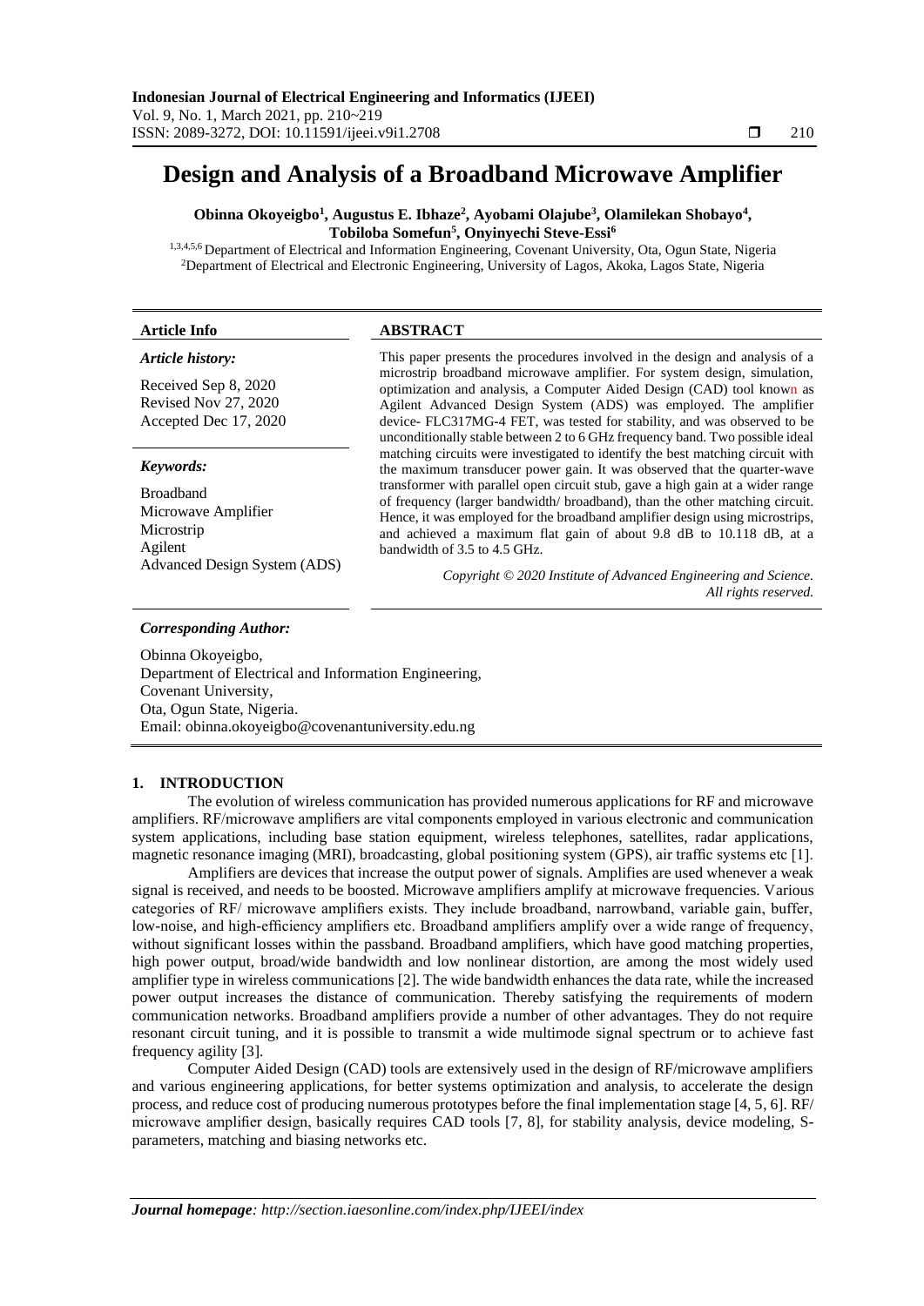# Design and Analysis of a Broadband Microwave Amplifier

**Obinna Okoyeigbo[1], Augustus E. Ibhaze[2], Ayobami Olajube[3], Olamilekan Shobayo[4], Tobiloba Somefun[5], Onyinyechi Steve-Essi[6]**

[1,3,4,5,6] Department of Electrical and Information Engineering, Covenant University, Ota, Ogun State, Nigeria
[2] Department of Electrical and Electronic Engineering, University of Lagos, Akoka, Lagos State, Nigeria

**Article Info**

*Article history:*

Received Sep 8, 2020
Revised Nov 27, 2020
Accepted Dec 17, 2020

*Keywords:*

Broadband
Microwave Amplifier
Microstrip
Agilent
Advanced Design System (ADS)

**ABSTRACT**

This paper presents the procedures involved in the design and analysis of a microstrip broadband microwave amplifier. For system design, simulation, optimization and analysis, a Computer Aided Design (CAD) tool known as Agilent Advanced Design System (ADS) was employed. The amplifier device- FLC317MG-4 FET, was tested for stability, and was observed to be unconditionally stable between 2 to 6 GHz frequency band. Two possible ideal matching circuits were investigated to identify the best matching circuit with the maximum transducer power gain. It was observed that the quarter-wave transformer with parallel open circuit stub, gave a high gain at a wider range of frequency (larger bandwidth/ broadband), than the other matching circuit. Hence, it was employed for the broadband amplifier design using microstrips, and achieved a maximum flat gain of about 9.8 dB to 10.118 dB, at a bandwidth of 3.5 to 4.5 GHz.

*Copyright © 2020 Institute of Advanced Engineering and Science. All rights reserved.*

***Corresponding Author:***

Obinna Okoyeigbo,
Department of Electrical and Information Engineering,
Covenant University,
Ota, Ogun State, Nigeria.
Email: obinna.okoyeigbo@covenantuniversity.edu.ng

## 1. INTRODUCTION

The evolution of wireless communication has provided numerous applications for RF and microwave amplifiers. RF/microwave amplifiers are vital components employed in various electronic and communication system applications, including base station equipment, wireless telephones, satellites, radar applications, magnetic resonance imaging (MRI), broadcasting, global positioning system (GPS), air traffic systems etc [1].

Amplifiers are devices that increase the output power of signals. Amplifies are used whenever a weak signal is received, and needs to be boosted. Microwave amplifiers amplify at microwave frequencies. Various categories of RF/ microwave amplifiers exists. They include broadband, narrowband, variable gain, buffer, low-noise, and high-efficiency amplifiers etc. Broadband amplifiers amplify over a wide range of frequency, without significant losses within the passband. Broadband amplifiers, which have good matching properties, high power output, broad/wide bandwidth and low nonlinear distortion, are among the most widely used amplifier type in wireless communications [2]. The wide bandwidth enhances the data rate, while the increased power output increases the distance of communication. Thereby satisfying the requirements of modern communication networks. Broadband amplifiers provide a number of other advantages. They do not require resonant circuit tuning, and it is possible to transmit a wide multimode signal spectrum or to achieve fast frequency agility [3].

Computer Aided Design (CAD) tools are extensively used in the design of RF/microwave amplifiers and various engineering applications, for better systems optimization and analysis, to accelerate the design process, and reduce cost of producing numerous prototypes before the final implementation stage [4, 5, 6]. RF/ microwave amplifier design, basically requires CAD tools [7, 8], for stability analysis, device modeling, S-parameters, matching and biasing networks etc.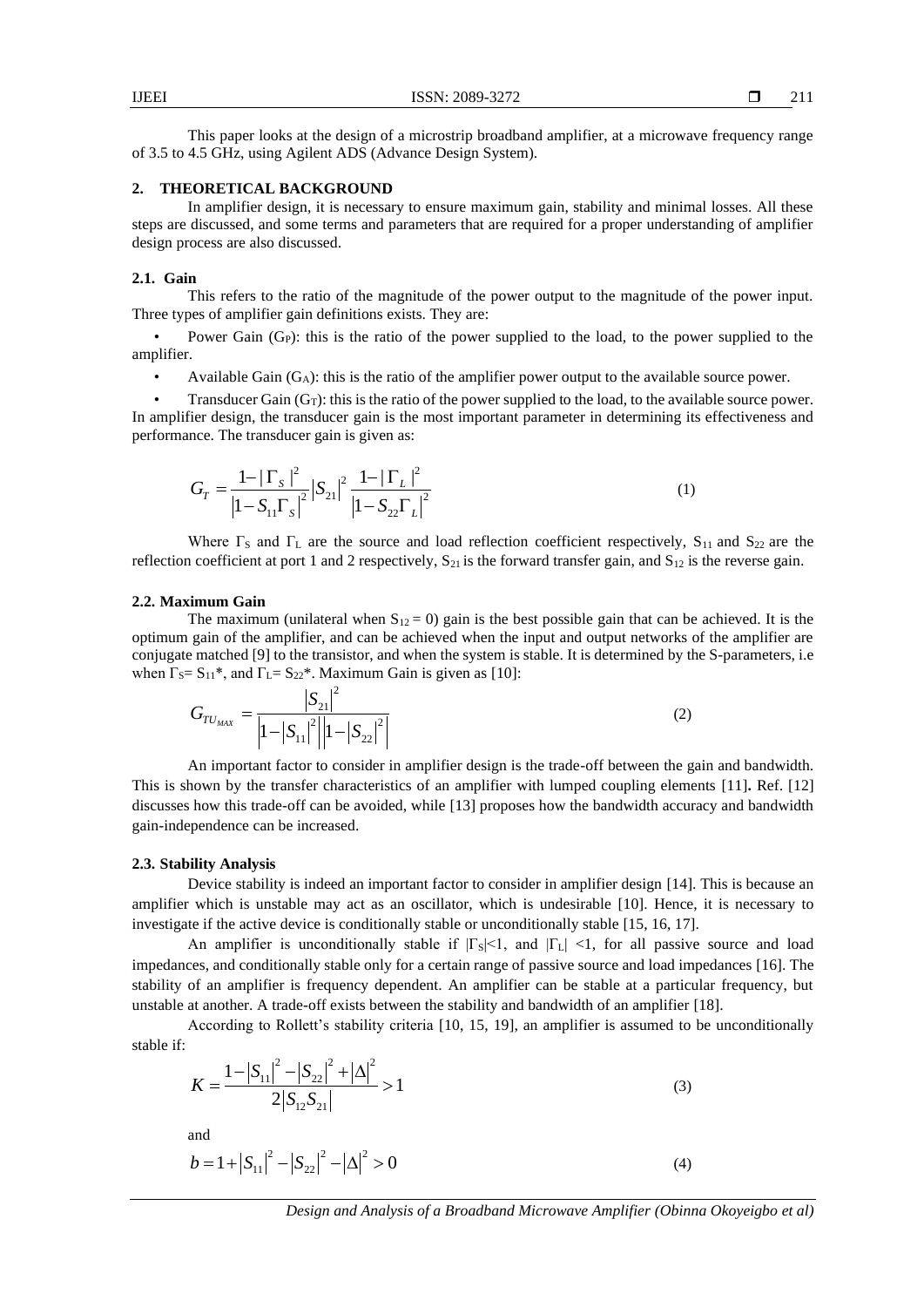This paper looks at the design of a microstrip broadband amplifier, at a microwave frequency range of 3.5 to 4.5 GHz, using Agilent ADS (Advance Design System).

## 2. THEORETICAL BACKGROUND

In amplifier design, it is necessary to ensure maximum gain, stability and minimal losses. All these steps are discussed, and some terms and parameters that are required for a proper understanding of amplifier design process are also discussed.

### 2.1. Gain

This refers to the ratio of the magnitude of the power output to the magnitude of the power input. Three types of amplifier gain definitions exists. They are:

- Power Gain ($G_P$): this is the ratio of the power supplied to the load, to the power supplied to the amplifier.
- Available Gain ($G_A$): this is the ratio of the amplifier power output to the available source power.
- Transducer Gain ($G_T$): this is the ratio of the power supplied to the load, to the available source power.

In amplifier design, the transducer gain is the most important parameter in determining its effectiveness and performance. The transducer gain is given as:

$$G_T = \frac{1-|\Gamma_S|^2}{|1-S_{11}\Gamma_S|^2}|S_{21}|^2\frac{1-|\Gamma_L|^2}{|1-S_{22}\Gamma_L|^2} \tag{1}$$

Where $\Gamma_S$ and $\Gamma_L$ are the source and load reflection coefficient respectively, $S_{11}$ and $S_{22}$ are the reflection coefficient at port 1 and 2 respectively, $S_{21}$ is the forward transfer gain, and $S_{12}$ is the reverse gain.

### 2.2. Maximum Gain

The maximum (unilateral when $S_{12} = 0$) gain is the best possible gain that can be achieved. It is the optimum gain of the amplifier, and can be achieved when the input and output networks of the amplifier are conjugate matched [9] to the transistor, and when the system is stable. It is determined by the S-parameters, i.e when $\Gamma_S= S_{11}^*$, and $\Gamma_L= S_{22}^*$. Maximum Gain is given as [10]:

$$G_{TU_{MAX}} = \frac{|S_{21}|^2}{\left|1-|S_{11}|^2\right|\left|1-|S_{22}|^2\right|} \tag{2}$$

An important factor to consider in amplifier design is the trade-off between the gain and bandwidth. This is shown by the transfer characteristics of an amplifier with lumped coupling elements [11]**.** Ref. [12] discusses how this trade-off can be avoided, while [13] proposes how the bandwidth accuracy and bandwidth gain-independence can be increased.

### 2.3. Stability Analysis

Device stability is indeed an important factor to consider in amplifier design [14]. This is because an amplifier which is unstable may act as an oscillator, which is undesirable [10]. Hence, it is necessary to investigate if the active device is conditionally stable or unconditionally stable [15, 16, 17].

An amplifier is unconditionally stable if $|\Gamma_S|<1$, and $|\Gamma_L| <1$, for all passive source and load impedances, and conditionally stable only for a certain range of passive source and load impedances [16]. The stability of an amplifier is frequency dependent. An amplifier can be stable at a particular frequency, but unstable at another. A trade-off exists between the stability and bandwidth of an amplifier [18].

According to Rollett's stability criteria [10, 15, 19], an amplifier is assumed to be unconditionally stable if:

$$K = \frac{1-|S_{11}|^2-|S_{22}|^2+|\Delta|^2}{2|S_{12}S_{21}|} > 1 \tag{3}$$

and

$$b = 1+|S_{11}|^2-|S_{22}|^2-|\Delta|^2 > 0 \tag{4}$$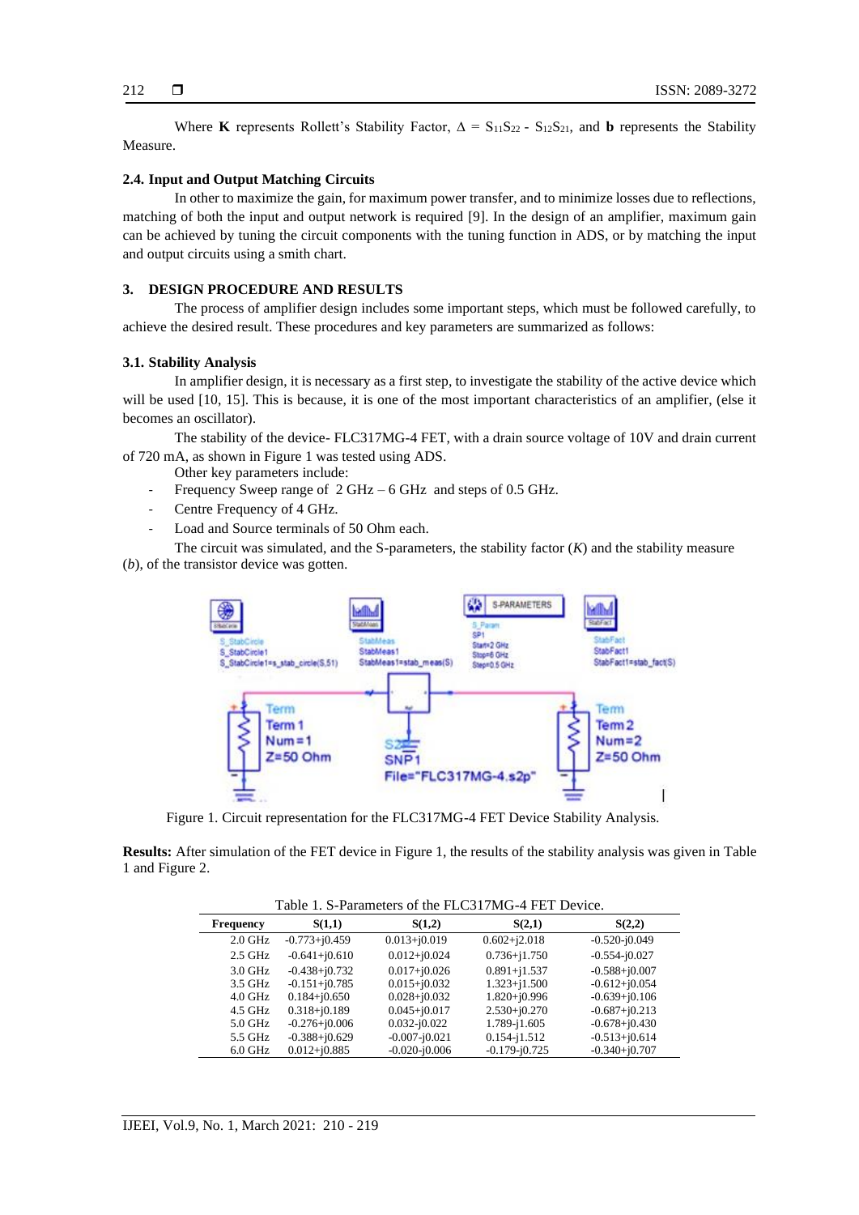Where **K** represents Rollett's Stability Factor, $\Delta = S_{11}S_{22} - S_{12}S_{21}$, and **b** represents the Stability Measure.

### 2.4. Input and Output Matching Circuits

In other to maximize the gain, for maximum power transfer, and to minimize losses due to reflections, matching of both the input and output network is required [9]. In the design of an amplifier, maximum gain can be achieved by tuning the circuit components with the tuning function in ADS, or by matching the input and output circuits using a smith chart.

## 3. DESIGN PROCEDURE AND RESULTS

The process of amplifier design includes some important steps, which must be followed carefully, to achieve the desired result. These procedures and key parameters are summarized as follows:

### 3.1. Stability Analysis

In amplifier design, it is necessary as a first step, to investigate the stability of the active device which will be used [10, 15]. This is because, it is one of the most important characteristics of an amplifier, (else it becomes an oscillator).

The stability of the device- FLC317MG-4 FET, with a drain source voltage of 10V and drain current of 720 mA, as shown in Figure 1 was tested using ADS.

Other key parameters include:

- Frequency Sweep range of 2 GHz – 6 GHz and steps of 0.5 GHz.
- Centre Frequency of 4 GHz.
- Load and Source terminals of 50 Ohm each.

The circuit was simulated, and the S-parameters, the stability factor (*K*) and the stability measure (*b*), of the transistor device was gotten.

Figure 1. Circuit representation for the FLC317MG-4 FET Device Stability Analysis.

**Results:** After simulation of the FET device in Figure 1, the results of the stability analysis was given in Table 1 and Figure 2.

Table 1. S-Parameters of the FLC317MG-4 FET Device.

| Frequency | S(1,1) | S(1,2) | S(2,1) | S(2,2) |
|---|---|---|---|---|
| 2.0 GHz | -0.773+j0.459 | 0.013+j0.019 | 0.602+j2.018 | -0.520-j0.049 |
| 2.5 GHz | -0.641+j0.610 | 0.012+j0.024 | 0.736+j1.750 | -0.554-j0.027 |
| 3.0 GHz | -0.438+j0.732 | 0.017+j0.026 | 0.891+j1.537 | -0.588+j0.007 |
| 3.5 GHz | -0.151+j0.785 | 0.015+j0.032 | 1.323+j1.500 | -0.612+j0.054 |
| 4.0 GHz | 0.184+j0.650 | 0.028+j0.032 | 1.820+j0.996 | -0.639+j0.106 |
| 4.5 GHz | 0.318+j0.189 | 0.045+j0.017 | 2.530+j0.270 | -0.687+j0.213 |
| 5.0 GHz | -0.276+j0.006 | 0.032-j0.022 | 1.789-j1.605 | -0.678+j0.430 |
| 5.5 GHz | -0.388+j0.629 | -0.007-j0.021 | 0.154-j1.512 | -0.513+j0.614 |
| 6.0 GHz | 0.012+j0.885 | -0.020-j0.006 | -0.179-j0.725 | -0.340+j0.707 |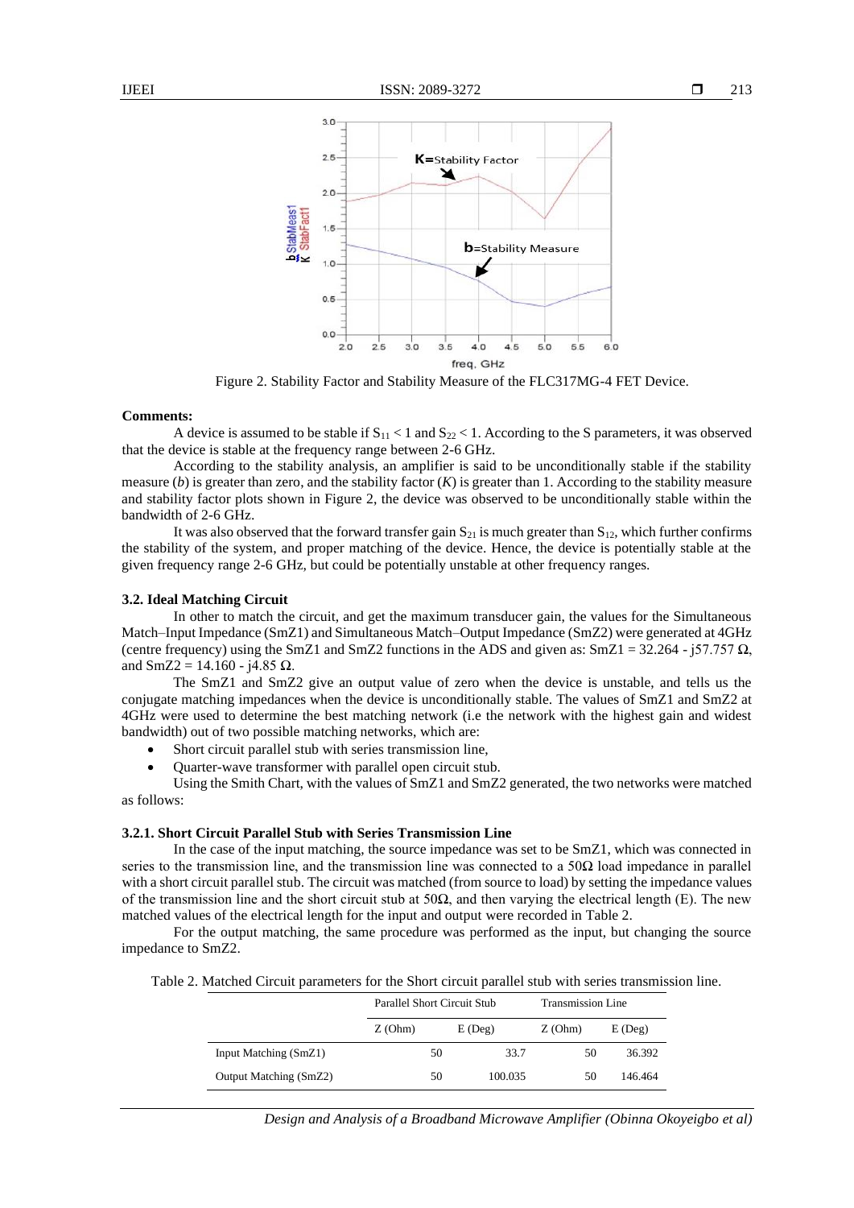Figure 2. Stability Factor and Stability Measure of the FLC317MG-4 FET Device.

**Comments:**

A device is assumed to be stable if $S_{11} < 1$ and $S_{22} < 1$. According to the S parameters, it was observed that the device is stable at the frequency range between 2-6 GHz.

According to the stability analysis, an amplifier is said to be unconditionally stable if the stability measure ($b$) is greater than zero, and the stability factor ($K$) is greater than 1. According to the stability measure and stability factor plots shown in Figure 2, the device was observed to be unconditionally stable within the bandwidth of 2-6 GHz.

It was also observed that the forward transfer gain $S_{21}$ is much greater than $S_{12}$, which further confirms the stability of the system, and proper matching of the device. Hence, the device is potentially stable at the given frequency range 2-6 GHz, but could be potentially unstable at other frequency ranges.

### 3.2. Ideal Matching Circuit

In other to match the circuit, and get the maximum transducer gain, the values for the Simultaneous Match–Input Impedance (SmZ1) and Simultaneous Match–Output Impedance (SmZ2) were generated at 4GHz (centre frequency) using the SmZ1 and SmZ2 functions in the ADS and given as: SmZ1 = 32.264 - j57.757 Ω, and SmZ2 = 14.160 - j4.85 Ω.

The SmZ1 and SmZ2 give an output value of zero when the device is unstable, and tells us the conjugate matching impedances when the device is unconditionally stable. The values of SmZ1 and SmZ2 at 4GHz were used to determine the best matching network (i.e the network with the highest gain and widest bandwidth) out of two possible matching networks, which are:

- Short circuit parallel stub with series transmission line,
- Quarter-wave transformer with parallel open circuit stub.

Using the Smith Chart, with the values of SmZ1 and SmZ2 generated, the two networks were matched as follows:

#### 3.2.1. Short Circuit Parallel Stub with Series Transmission Line

In the case of the input matching, the source impedance was set to be SmZ1, which was connected in series to the transmission line, and the transmission line was connected to a 50Ω load impedance in parallel with a short circuit parallel stub. The circuit was matched (from source to load) by setting the impedance values of the transmission line and the short circuit stub at 50Ω, and then varying the electrical length (E). The new matched values of the electrical length for the input and output were recorded in Table 2.

For the output matching, the same procedure was performed as the input, but changing the source impedance to SmZ2.

Table 2. Matched Circuit parameters for the Short circuit parallel stub with series transmission line.

| | Parallel Short Circuit Stub | | Transmission Line | |
|---|---|---|---|---|
| | Z (Ohm) | E (Deg) | Z (Ohm) | E (Deg) |
| Input Matching (SmZ1) | 50 | 33.7 | 50 | 36.392 |
| Output Matching (SmZ2) | 50 | 100.035 | 50 | 146.464 |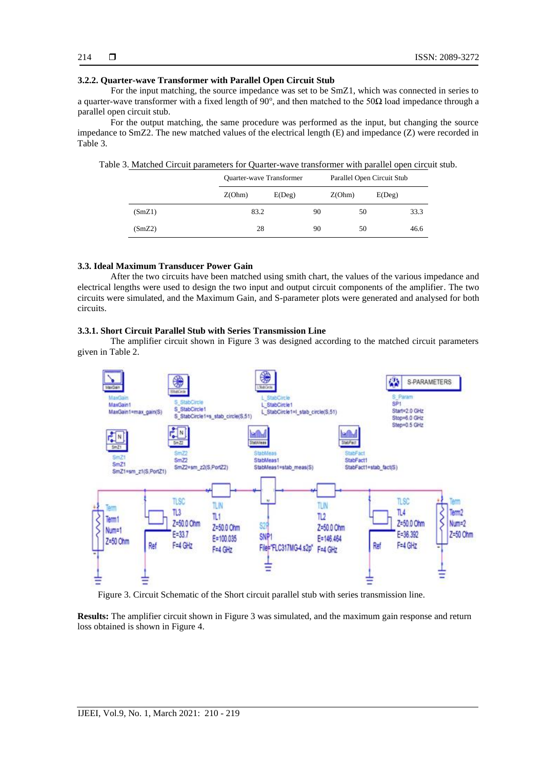### 3.2.2. Quarter-wave Transformer with Parallel Open Circuit Stub

For the input matching, the source impedance was set to be SmZ1, which was connected in series to a quarter-wave transformer with a fixed length of 90°, and then matched to the 50Ω load impedance through a parallel open circuit stub.

For the output matching, the same procedure was performed as the input, but changing the source impedance to SmZ2. The new matched values of the electrical length (E) and impedance (Z) were recorded in Table 3.

Table 3. Matched Circuit parameters for Quarter-wave transformer with parallel open circuit stub.

| | Quarter-wave Transformer | | Parallel Open Circuit Stub | |
|---|---|---|---|---|
| | Z(Ohm) | E(Deg) | Z(Ohm) | E(Deg) |
| (SmZ1) | 83.2 | 90 | 50 | 33.3 |
| (SmZ2) | 28 | 90 | 50 | 46.6 |

### 3.3. Ideal Maximum Transducer Power Gain

After the two circuits have been matched using smith chart, the values of the various impedance and electrical lengths were used to design the two input and output circuit components of the amplifier. The two circuits were simulated, and the Maximum Gain, and S-parameter plots were generated and analysed for both circuits.

### 3.3.1. Short Circuit Parallel Stub with Series Transmission Line

The amplifier circuit shown in Figure 3 was designed according to the matched circuit parameters given in Table 2.

Figure 3. Circuit Schematic of the Short circuit parallel stub with series transmission line.

**Results:** The amplifier circuit shown in Figure 3 was simulated, and the maximum gain response and return loss obtained is shown in Figure 4.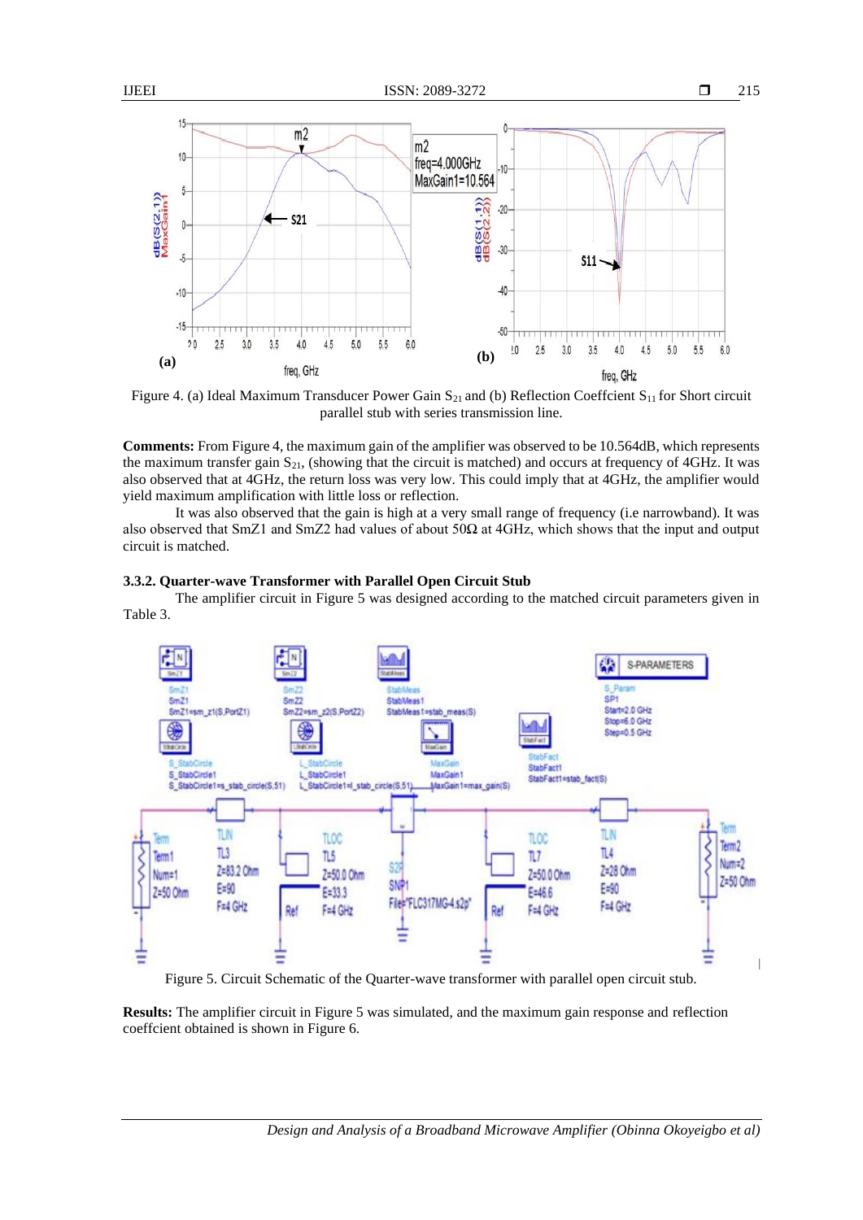Figure 4. (a) Ideal Maximum Transducer Power Gain $S_{21}$ and (b) Reflection Coeffcient $S_{11}$ for Short circuit parallel stub with series transmission line.

**Comments:** From Figure 4, the maximum gain of the amplifier was observed to be 10.564dB, which represents the maximum transfer gain $S_{21}$, (showing that the circuit is matched) and occurs at frequency of 4GHz. It was also observed that at 4GHz, the return loss was very low. This could imply that at 4GHz, the amplifier would yield maximum amplification with little loss or reflection.

It was also observed that the gain is high at a very small range of frequency (i.e narrowband). It was also observed that SmZ1 and SmZ2 had values of about 50Ω at 4GHz, which shows that the input and output circuit is matched.

### 3.3.2. Quarter-wave Transformer with Parallel Open Circuit Stub

The amplifier circuit in Figure 5 was designed according to the matched circuit parameters given in Table 3.

Figure 5. Circuit Schematic of the Quarter-wave transformer with parallel open circuit stub.

**Results:** The amplifier circuit in Figure 5 was simulated, and the maximum gain response and reflection coeffcient obtained is shown in Figure 6.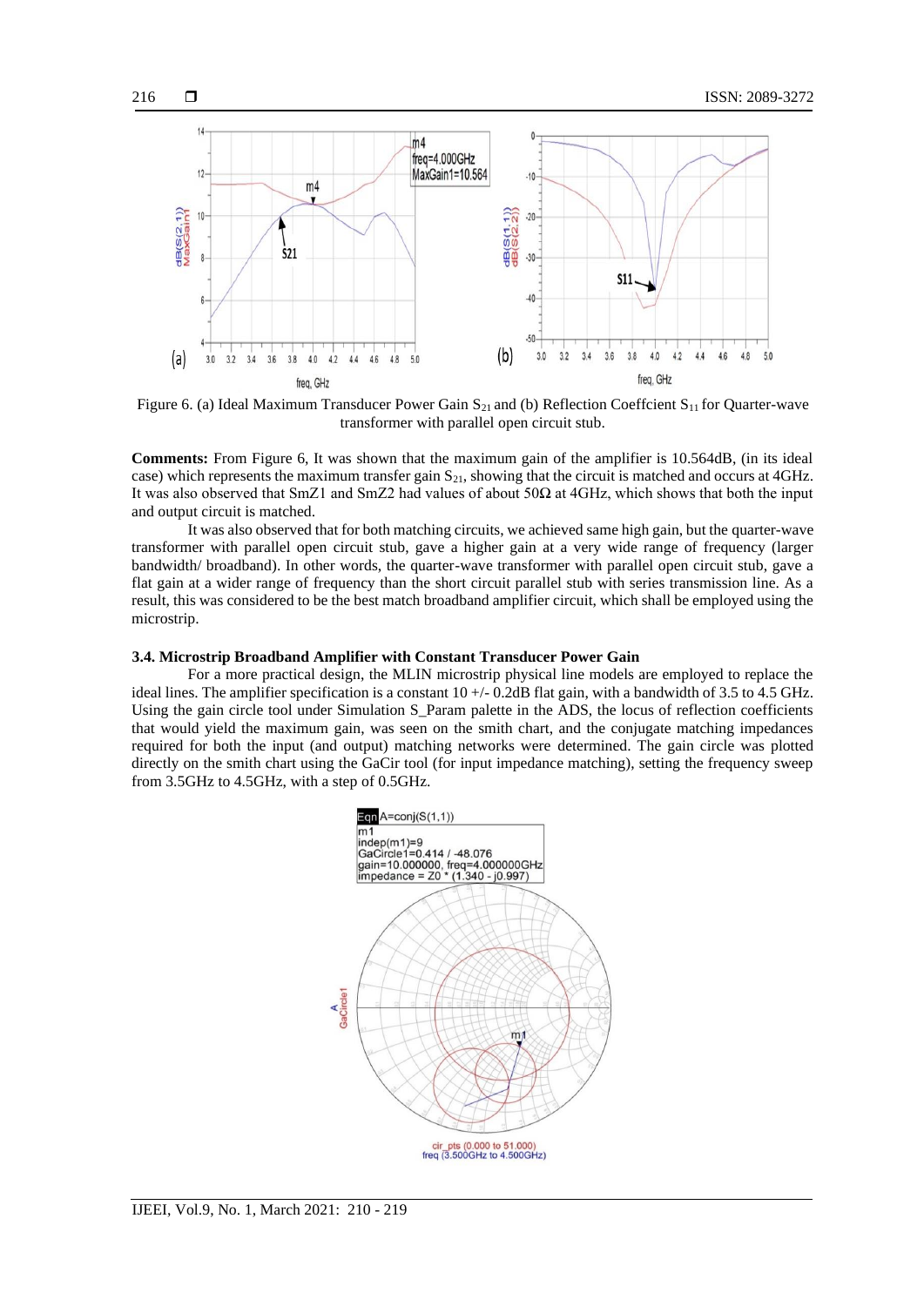Figure 6. (a) Ideal Maximum Transducer Power Gain $S_{21}$ and (b) Reflection Coeffcient $S_{11}$ for Quarter-wave transformer with parallel open circuit stub.

**Comments:** From Figure 6, It was shown that the maximum gain of the amplifier is 10.564dB, (in its ideal case) which represents the maximum transfer gain $S_{21}$, showing that the circuit is matched and occurs at 4GHz. It was also observed that SmZ1 and SmZ2 had values of about 50Ω at 4GHz, which shows that both the input and output circuit is matched.

It was also observed that for both matching circuits, we achieved same high gain, but the quarter-wave transformer with parallel open circuit stub, gave a higher gain at a very wide range of frequency (larger bandwidth/ broadband). In other words, the quarter-wave transformer with parallel open circuit stub, gave a flat gain at a wider range of frequency than the short circuit parallel stub with series transmission line. As a result, this was considered to be the best match broadband amplifier circuit, which shall be employed using the microstrip.

### 3.4. Microstrip Broadband Amplifier with Constant Transducer Power Gain

For a more practical design, the MLIN microstrip physical line models are employed to replace the ideal lines. The amplifier specification is a constant 10 +/- 0.2dB flat gain, with a bandwidth of 3.5 to 4.5 GHz. Using the gain circle tool under Simulation S_Param palette in the ADS, the locus of reflection coefficients that would yield the maximum gain, was seen on the smith chart, and the conjugate matching impedances required for both the input (and output) matching networks were determined. The gain circle was plotted directly on the smith chart using the GaCir tool (for input impedance matching), setting the frequency sweep from 3.5GHz to 4.5GHz, with a step of 0.5GHz.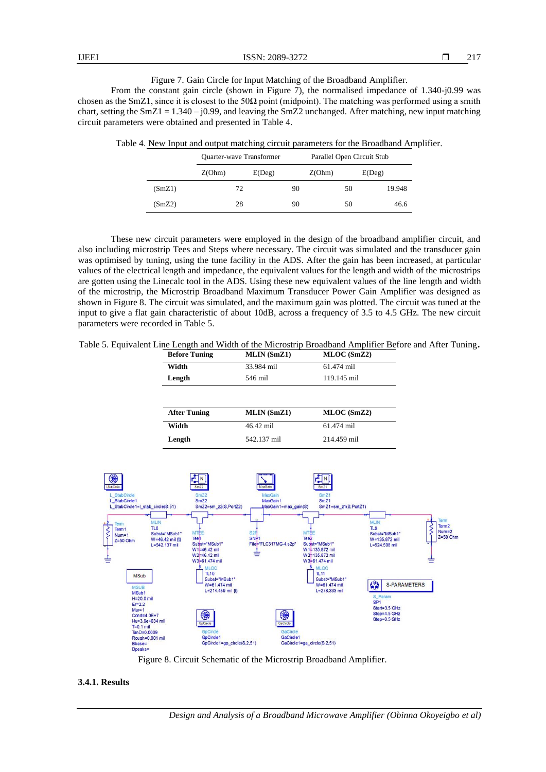Figure 7. Gain Circle for Input Matching of the Broadband Amplifier.

From the constant gain circle (shown in Figure 7), the normalised impedance of 1.340-j0.99 was chosen as the SmZ1, since it is closest to the 50Ω point (midpoint). The matching was performed using a smith chart, setting the SmZ1 = 1.340 – j0.99, and leaving the SmZ2 unchanged. After matching, new input matching circuit parameters were obtained and presented in Table 4.

Table 4. New Input and output matching circuit parameters for the Broadband Amplifier.

| | Quarter-wave Transformer | | Parallel Open Circuit Stub | |
|---|---|---|---|---|
| | Z(Ohm) | E(Deg) | Z(Ohm) | E(Deg) |
| (SmZ1) | 72 | 90 | 50 | 19.948 |
| (SmZ2) | 28 | 90 | 50 | 46.6 |

These new circuit parameters were employed in the design of the broadband amplifier circuit, and also including microstrip Tees and Steps where necessary. The circuit was simulated and the transducer gain was optimised by tuning, using the tune facility in the ADS. After the gain has been increased, at particular values of the electrical length and impedance, the equivalent values for the length and width of the microstrips are gotten using the Linecalc tool in the ADS. Using these new equivalent values of the line length and width of the microstrip, the Microstrip Broadband Maximum Transducer Power Gain Amplifier was designed as shown in Figure 8. The circuit was simulated, and the maximum gain was plotted. The circuit was tuned at the input to give a flat gain characteristic of about 10dB, across a frequency of 3.5 to 4.5 GHz. The new circuit parameters were recorded in Table 5.

Table 5. Equivalent Line Length and Width of the Microstrip Broadband Amplifier Before and After Tuning.

| Before Tuning | MLIN (SmZ1) | MLOC (SmZ2) |
|---|---|---|
| Width | 33.984 mil | 61.474 mil |
| Length | 546 mil | 119.145 mil |

| After Tuning | MLIN (SmZ1) | MLOC (SmZ2) |
|---|---|---|
| Width | 46.42 mil | 61.474 mil |
| Length | 542.137 mil | 214.459 mil |

Figure 8. Circuit Schematic of the Microstrip Broadband Amplifier.

### 3.4.1. Results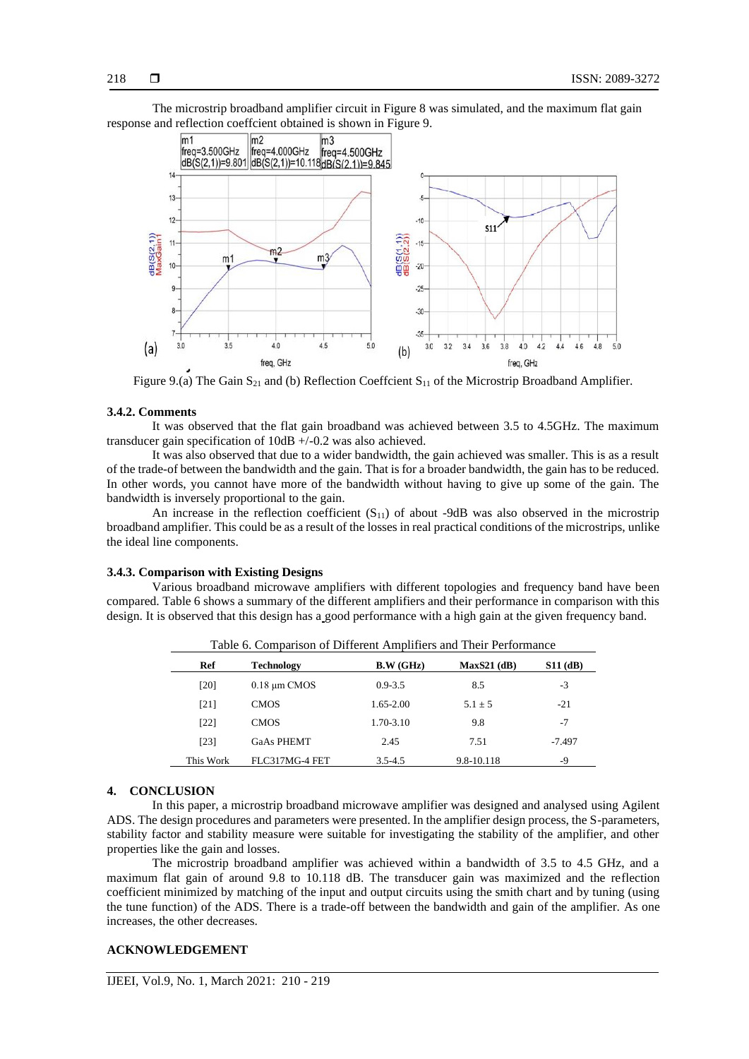The microstrip broadband amplifier circuit in Figure 8 was simulated, and the maximum flat gain response and reflection coeffcient obtained is shown in Figure 9.

Figure 9.(a) The Gain $S_{21}$ and (b) Reflection Coeffcient $S_{11}$ of the Microstrip Broadband Amplifier.

### 3.4.2. Comments

It was observed that the flat gain broadband was achieved between 3.5 to 4.5GHz. The maximum transducer gain specification of 10dB +/-0.2 was also achieved.

It was also observed that due to a wider bandwidth, the gain achieved was smaller. This is as a result of the trade-of between the bandwidth and the gain. That is for a broader bandwidth, the gain has to be reduced. In other words, you cannot have more of the bandwidth without having to give up some of the gain. The bandwidth is inversely proportional to the gain.

An increase in the reflection coefficient ($S_{11}$) of about -9dB was also observed in the microstrip broadband amplifier. This could be as a result of the losses in real practical conditions of the microstrips, unlike the ideal line components.

### 3.4.3. Comparison with Existing Designs

Various broadband microwave amplifiers with different topologies and frequency band have been compared. Table 6 shows a summary of the different amplifiers and their performance in comparison with this design. It is observed that this design has a good performance with a high gain at the given frequency band.

Table 6. Comparison of Different Amplifiers and Their Performance

| Ref | Technology | B.W (GHz) | MaxS21 (dB) | S11 (dB) |
|---|---|---|---|---|
| [20] | 0.18 μm CMOS | 0.9-3.5 | 8.5 | -3 |
| [21] | CMOS | 1.65-2.00 | 5.1 ± 5 | -21 |
| [22] | CMOS | 1.70-3.10 | 9.8 | -7 |
| [23] | GaAs PHEMT | 2.45 | 7.51 | -7.497 |
| This Work | FLC317MG-4 FET | 3.5-4.5 | 9.8-10.118 | -9 |

## 4. CONCLUSION

In this paper, a microstrip broadband microwave amplifier was designed and analysed using Agilent ADS. The design procedures and parameters were presented. In the amplifier design process, the S-parameters, stability factor and stability measure were suitable for investigating the stability of the amplifier, and other properties like the gain and losses.

The microstrip broadband amplifier was achieved within a bandwidth of 3.5 to 4.5 GHz, and a maximum flat gain of around 9.8 to 10.118 dB. The transducer gain was maximized and the reflection coefficient minimized by matching of the input and output circuits using the smith chart and by tuning (using the tune function) of the ADS. There is a trade-off between the bandwidth and gain of the amplifier. As one increases, the other decreases.

## ACKNOWLEDGEMENT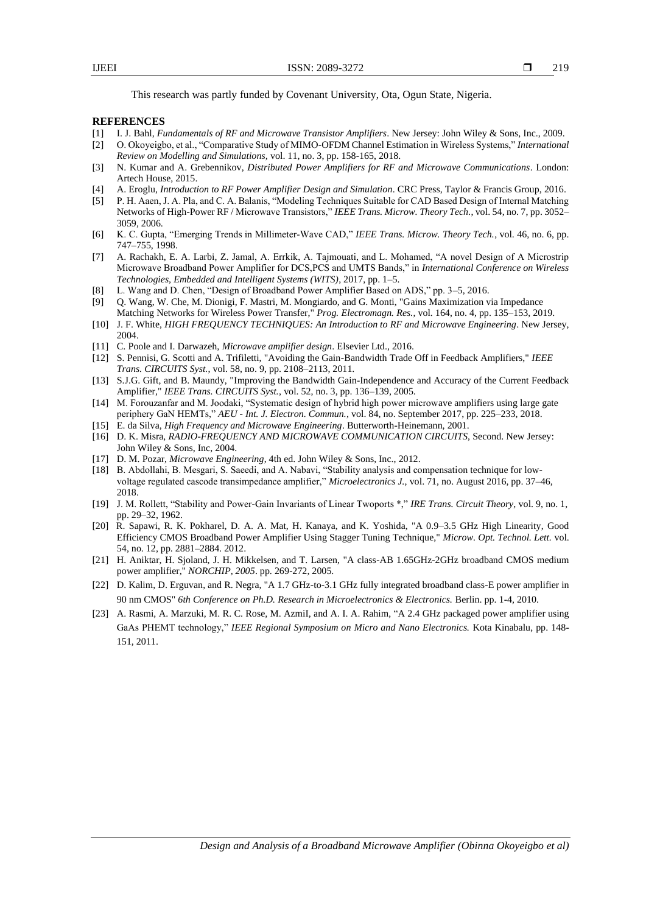This research was partly funded by Covenant University, Ota, Ogun State, Nigeria.

## REFERENCES

[1] I. J. Bahl, *Fundamentals of RF and Microwave Transistor Amplifiers*. New Jersey: John Wiley & Sons, Inc., 2009.

[2] O. Okoyeigbo, et al., "Comparative Study of MIMO-OFDM Channel Estimation in Wireless Systems," *International Review on Modelling and Simulations*, vol. 11, no. 3, pp. 158-165, 2018.

[3] N. Kumar and A. Grebennikov, *Distributed Power Amplifiers for RF and Microwave Communications*. London: Artech House, 2015.

[4] A. Eroglu, *Introduction to RF Power Amplifier Design and Simulation*. CRC Press, Taylor & Francis Group, 2016.

[5] P. H. Aaen, J. A. Pla, and C. A. Balanis, "Modeling Techniques Suitable for CAD Based Design of Internal Matching Networks of High-Power RF / Microwave Transistors," *IEEE Trans. Microw. Theory Tech.*, vol. 54, no. 7, pp. 3052–3059, 2006.

[6] K. C. Gupta, "Emerging Trends in Millimeter-Wave CAD," *IEEE Trans. Microw. Theory Tech.*, vol. 46, no. 6, pp. 747–755, 1998.

[7] A. Rachakh, E. A. Larbi, Z. Jamal, A. Errkik, A. Tajmouati, and L. Mohamed, "A novel Design of A Microstrip Microwave Broadband Power Amplifier for DCS,PCS and UMTS Bands," in *International Conference on Wireless Technologies, Embedded and Intelligent Systems (WITS)*, 2017, pp. 1–5.

[8] L. Wang and D. Chen, "Design of Broadband Power Amplifier Based on ADS," pp. 3–5, 2016.

[9] Q. Wang, W. Che, M. Dionigi, F. Mastri, M. Mongiardo, and G. Monti, "Gains Maximization via Impedance Matching Networks for Wireless Power Transfer," *Prog. Electromagn. Res.*, vol. 164, no. 4, pp. 135–153, 2019.

[10] J. F. White, *HIGH FREQUENCY TECHNIQUES: An Introduction to RF and Microwave Engineering*. New Jersey, 2004.

[11] C. Poole and I. Darwazeh, *Microwave amplifier design*. Elsevier Ltd., 2016.

[12] S. Pennisi, G. Scotti and A. Trifiletti, "Avoiding the Gain-Bandwidth Trade Off in Feedback Amplifiers," *IEEE Trans. CIRCUITS Syst.*, vol. 58, no. 9, pp. 2108–2113, 2011.

[13] S.J.G. Gift, and B. Maundy, "Improving the Bandwidth Gain-Independence and Accuracy of the Current Feedback Amplifier," *IEEE Trans. CIRCUITS Syst.*, vol. 52, no. 3, pp. 136–139, 2005.

[14] M. Forouzanfar and M. Joodaki, "Systematic design of hybrid high power microwave amplifiers using large gate periphery GaN HEMTs," *AEU - Int. J. Electron. Commun.*, vol. 84, no. September 2017, pp. 225–233, 2018.

[15] E. da Silva, *High Frequency and Microwave Engineering*. Butterworth-Heinemann, 2001.

[16] D. K. Misra, *RADIO-FREQUENCY AND MICROWAVE COMMUNICATION CIRCUITS*, Second. New Jersey: John Wiley & Sons, Inc, 2004.

[17] D. M. Pozar, *Microwave Engineering*, 4th ed. John Wiley & Sons, Inc., 2012.

[18] B. Abdollahi, B. Mesgari, S. Saeedi, and A. Nabavi, "Stability analysis and compensation technique for low-voltage regulated cascode transimpedance amplifier," *Microelectronics J.*, vol. 71, no. August 2016, pp. 37–46, 2018.

[19] J. M. Rollett, "Stability and Power-Gain Invariants of Linear Twoports *," *IRE Trans. Circuit Theory*, vol. 9, no. 1, pp. 29–32, 1962.

[20] R. Sapawi, R. K. Pokharel, D. A. A. Mat, H. Kanaya, and K. Yoshida, "A 0.9–3.5 GHz High Linearity, Good Efficiency CMOS Broadband Power Amplifier Using Stagger Tuning Technique," *Microw. Opt. Technol. Lett.* vol. 54, no. 12, pp. 2881–2884. 2012.

[21] H. Aniktar, H. Sjoland, J. H. Mikkelsen, and T. Larsen, "A class-AB 1.65GHz-2GHz broadband CMOS medium power amplifier," *NORCHIP, 2005*. pp. 269-272, 2005.

[22] D. Kalim, D. Erguvan, and R. Negra, "A 1.7 GHz-to-3.1 GHz fully integrated broadband class-E power amplifier in 90 nm CMOS" *6th Conference on Ph.D. Research in Microelectronics & Electronics.* Berlin. pp. 1-4, 2010.

[23] A. Rasmi, A. Marzuki, M. R. C. Rose, M. AzmiI, and A. I. A. Rahim, "A 2.4 GHz packaged power amplifier using GaAs PHEMT technology," *IEEE Regional Symposium on Micro and Nano Electronics.* Kota Kinabalu, pp. 148-151, 2011.